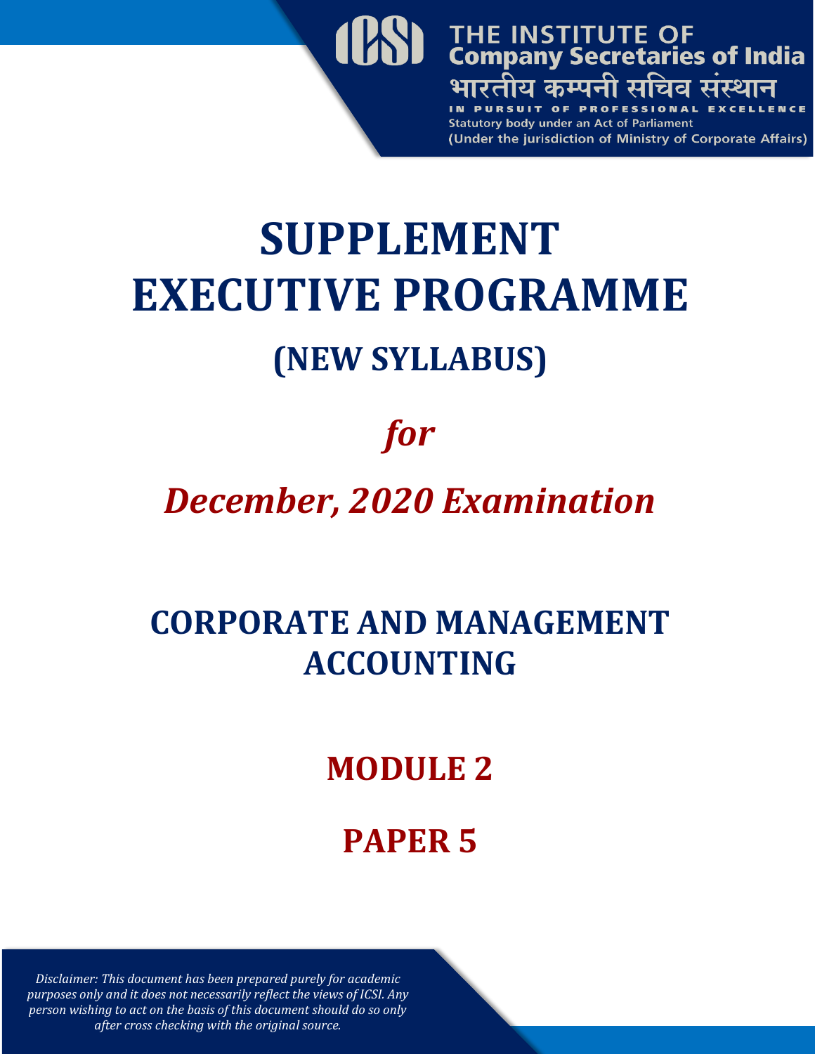THE INSTITUTE OF
Company Secretaries of India
भारतीय कम्पनी सचिव संस्थान
IN PURSUIT OF PROFESSIONAL EXCELLENCE
Statutory body under an Act of Parliament
(Under the jurisdiction of Ministry of Corporate Affairs)

# SUPPLEMENT
# EXECUTIVE PROGRAMME
## (NEW SYLLABUS)

*for*

*December, 2020 Examination*

## CORPORATE AND MANAGEMENT ACCOUNTING

## MODULE 2

## PAPER 5

*Disclaimer: This document has been prepared purely for academic purposes only and it does not necessarily reflect the views of ICSI. Any person wishing to act on the basis of this document should do so only after cross checking with the original source.*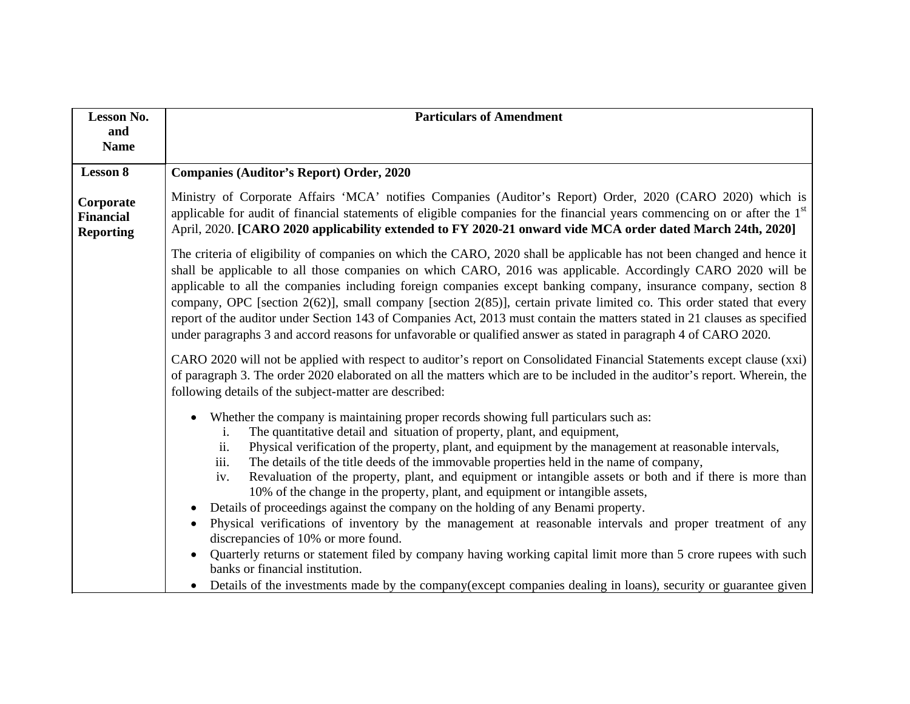| Lesson No. and Name | Particulars of Amendment |
|---|---|
| **Lesson 8**<br><br>**Corporate Financial Reporting** | **Companies (Auditor's Report) Order, 2020**<br><br>Ministry of Corporate Affairs 'MCA' notifies Companies (Auditor's Report) Order, 2020 (CARO 2020) which is applicable for audit of financial statements of eligible companies for the financial years commencing on or after the 1st April, 2020. **[CARO 2020 applicability extended to FY 2020-21 onward vide MCA order dated March 24th, 2020]**<br><br>The criteria of eligibility of companies on which the CARO, 2020 shall be applicable has not been changed and hence it shall be applicable to all those companies on which CARO, 2016 was applicable. Accordingly CARO 2020 will be applicable to all the companies including foreign companies except banking company, insurance company, section 8 company, OPC [section 2(62)], small company [section 2(85)], certain private limited co. This order stated that every report of the auditor under Section 143 of Companies Act, 2013 must contain the matters stated in 21 clauses as specified under paragraphs 3 and accord reasons for unfavorable or qualified answer as stated in paragraph 4 of CARO 2020.<br><br>CARO 2020 will not be applied with respect to auditor's report on Consolidated Financial Statements except clause (xxi) of paragraph 3. The order 2020 elaborated on all the matters which are to be included in the auditor's report. Wherein, the following details of the subject-matter are described:<br><br>• Whether the company is maintaining proper records showing full particulars such as:<br>i. The quantitative detail and situation of property, plant, and equipment,<br>ii. Physical verification of the property, plant, and equipment by the management at reasonable intervals,<br>iii. The details of the title deeds of the immovable properties held in the name of company,<br>iv. Revaluation of the property, plant, and equipment or intangible assets or both and if there is more than 10% of the change in the property, plant, and equipment or intangible assets,<br>• Details of proceedings against the company on the holding of any Benami property.<br>• Physical verifications of inventory by the management at reasonable intervals and proper treatment of any discrepancies of 10% or more found.<br>• Quarterly returns or statement filed by company having working capital limit more than 5 crore rupees with such banks or financial institution.<br>• Details of the investments made by the company(except companies dealing in loans), security or guarantee given |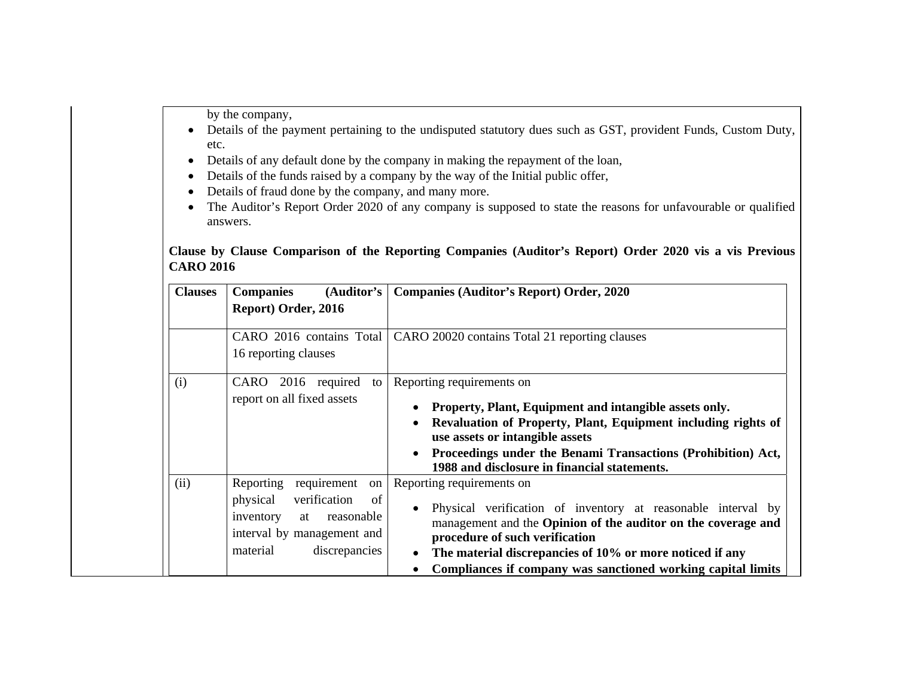by the company,

- Details of the payment pertaining to the undisputed statutory dues such as GST, provident Funds, Custom Duty, etc.
- Details of any default done by the company in making the repayment of the loan,
- Details of the funds raised by a company by the way of the Initial public offer,
- Details of fraud done by the company, and many more.
- The Auditor's Report Order 2020 of any company is supposed to state the reasons for unfavourable or qualified answers.

**Clause by Clause Comparison of the Reporting Companies (Auditor's Report) Order 2020 vis a vis Previous CARO 2016**

| **Clauses** | **Companies (Auditor's Report) Order, 2016** | **Companies (Auditor's Report) Order, 2020** |
|---|---|---|
| | CARO 2016 contains Total 16 reporting clauses | CARO 20020 contains Total 21 reporting clauses |
| (i) | CARO 2016 required to report on all fixed assets | Reporting requirements on<br>• **Property, Plant, Equipment and intangible assets only.**<br>• **Revaluation of Property, Plant, Equipment including rights of use assets or intangible assets**<br>• **Proceedings under the Benami Transactions (Prohibition) Act, 1988 and disclosure in financial statements.** |
| (ii) | Reporting requirement on physical verification of inventory at reasonable interval by management and material discrepancies | Reporting requirements on<br>• Physical verification of inventory at reasonable interval by management and the **Opinion of the auditor on the coverage and procedure of such verification**<br>• **The material discrepancies of 10% or more noticed if any**<br>• **Compliances if company was sanctioned working capital limits** |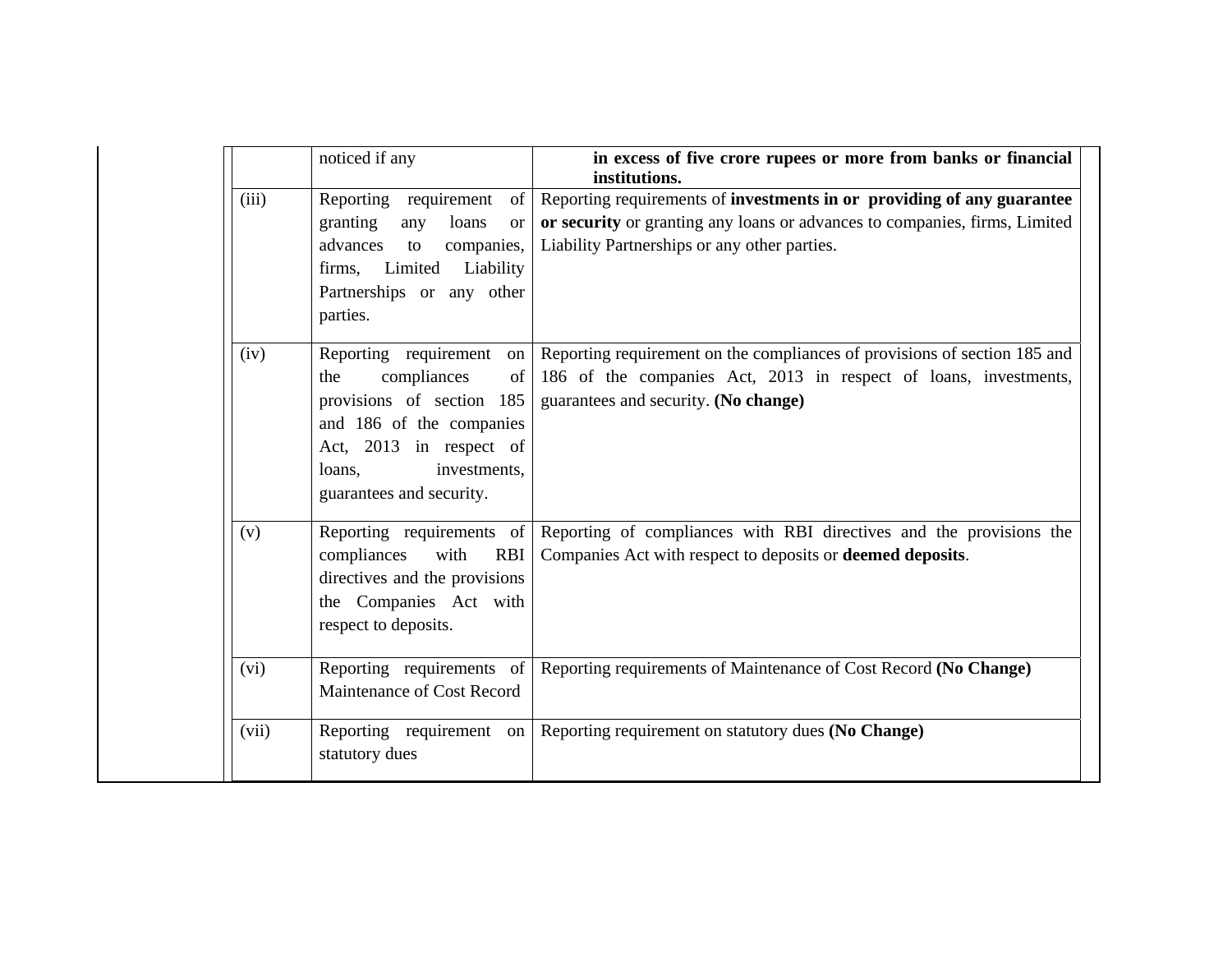| | | |
|---|---|---|
| | noticed if any | **in excess of five crore rupees or more from banks or financial institutions.** |
| (iii) | Reporting requirement of granting any loans or advances to companies, firms, Limited Liability Partnerships or any other parties. | Reporting requirements of **investments in or providing of any guarantee or security** or granting any loans or advances to companies, firms, Limited Liability Partnerships or any other parties. |
| (iv) | Reporting requirement on the compliances of provisions of section 185 and 186 of the companies Act, 2013 in respect of loans, investments, guarantees and security. | Reporting requirement on the compliances of provisions of section 185 and 186 of the companies Act, 2013 in respect of loans, investments, guarantees and security. **(No change)** |
| (v) | Reporting requirements of compliances with RBI directives and the provisions the Companies Act with respect to deposits. | Reporting of compliances with RBI directives and the provisions the Companies Act with respect to deposits or **deemed deposits**. |
| (vi) | Reporting requirements of Maintenance of Cost Record | Reporting requirements of Maintenance of Cost Record **(No Change)** |
| (vii) | Reporting requirement on statutory dues | Reporting requirement on statutory dues **(No Change)** |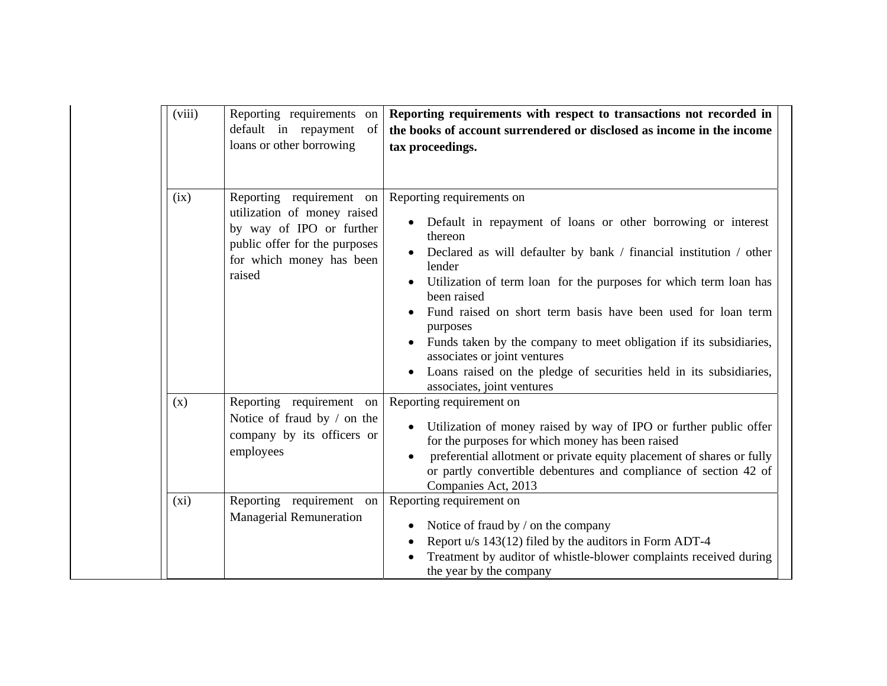| | | |
|---|---|---|
| (viii) | Reporting requirements on default in repayment of loans or other borrowing | **Reporting requirements with respect to transactions not recorded in the books of account surrendered or disclosed as income in the income tax proceedings.** |
| (ix) | Reporting requirement on utilization of money raised by way of IPO or further public offer for the purposes for which money has been raised | Reporting requirements on<br>• Default in repayment of loans or other borrowing or interest thereon<br>• Declared as will defaulter by bank / financial institution / other lender<br>• Utilization of term loan for the purposes for which term loan has been raised<br>• Fund raised on short term basis have been used for loan term purposes<br>• Funds taken by the company to meet obligation if its subsidiaries, associates or joint ventures<br>• Loans raised on the pledge of securities held in its subsidiaries, associates, joint ventures |
| (x) | Reporting requirement on Notice of fraud by / on the company by its officers or employees | Reporting requirement on<br>• Utilization of money raised by way of IPO or further public offer for the purposes for which money has been raised<br>• preferential allotment or private equity placement of shares or fully or partly convertible debentures and compliance of section 42 of Companies Act, 2013 |
| (xi) | Reporting requirement on Managerial Remuneration | Reporting requirement on<br>• Notice of fraud by / on the company<br>• Report u/s 143(12) filed by the auditors in Form ADT-4<br>• Treatment by auditor of whistle-blower complaints received during the year by the company |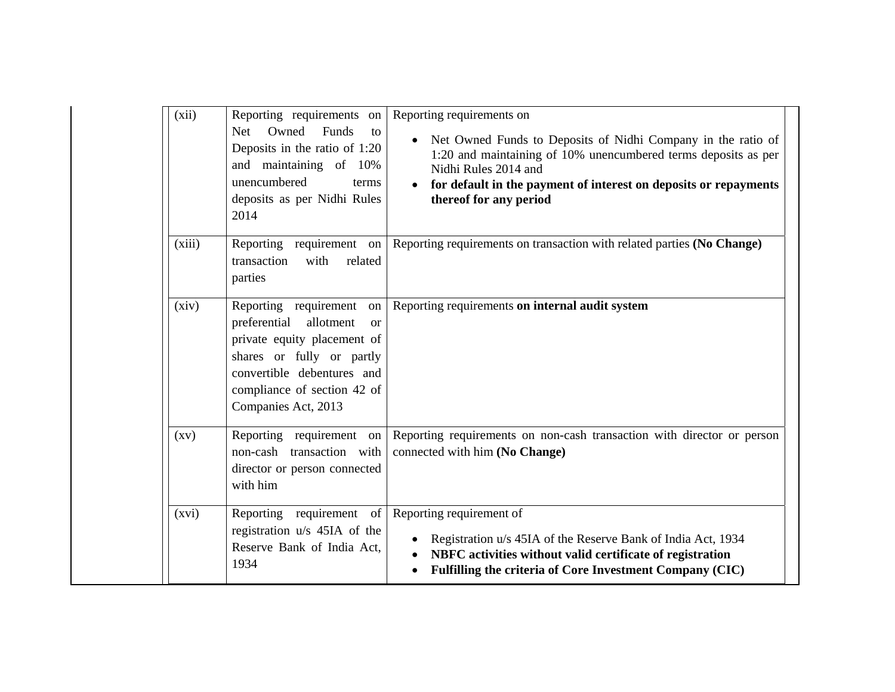| | | |
|---|---|---|
| (xii) | Reporting requirements on Net Owned Funds to Deposits in the ratio of 1:20 and maintaining of 10% unencumbered terms deposits as per Nidhi Rules 2014 | Reporting requirements on<br>• Net Owned Funds to Deposits of Nidhi Company in the ratio of 1:20 and maintaining of 10% unencumbered terms deposits as per Nidhi Rules 2014 and<br>• **for default in the payment of interest on deposits or repayments thereof for any period** |
| (xiii) | Reporting requirement on transaction with related parties | Reporting requirements on transaction with related parties **(No Change)** |
| (xiv) | Reporting requirement on preferential allotment or private equity placement of shares or fully or partly convertible debentures and compliance of section 42 of Companies Act, 2013 | Reporting requirements **on internal audit system** |
| (xv) | Reporting requirement on non-cash transaction with director or person connected with him | Reporting requirements on non-cash transaction with director or person connected with him **(No Change)** |
| (xvi) | Reporting requirement of registration u/s 45IA of the Reserve Bank of India Act, 1934 | Reporting requirement of<br>• Registration u/s 45IA of the Reserve Bank of India Act, 1934<br>• **NBFC activities without valid certificate of registration**<br>• **Fulfilling the criteria of Core Investment Company (CIC)** |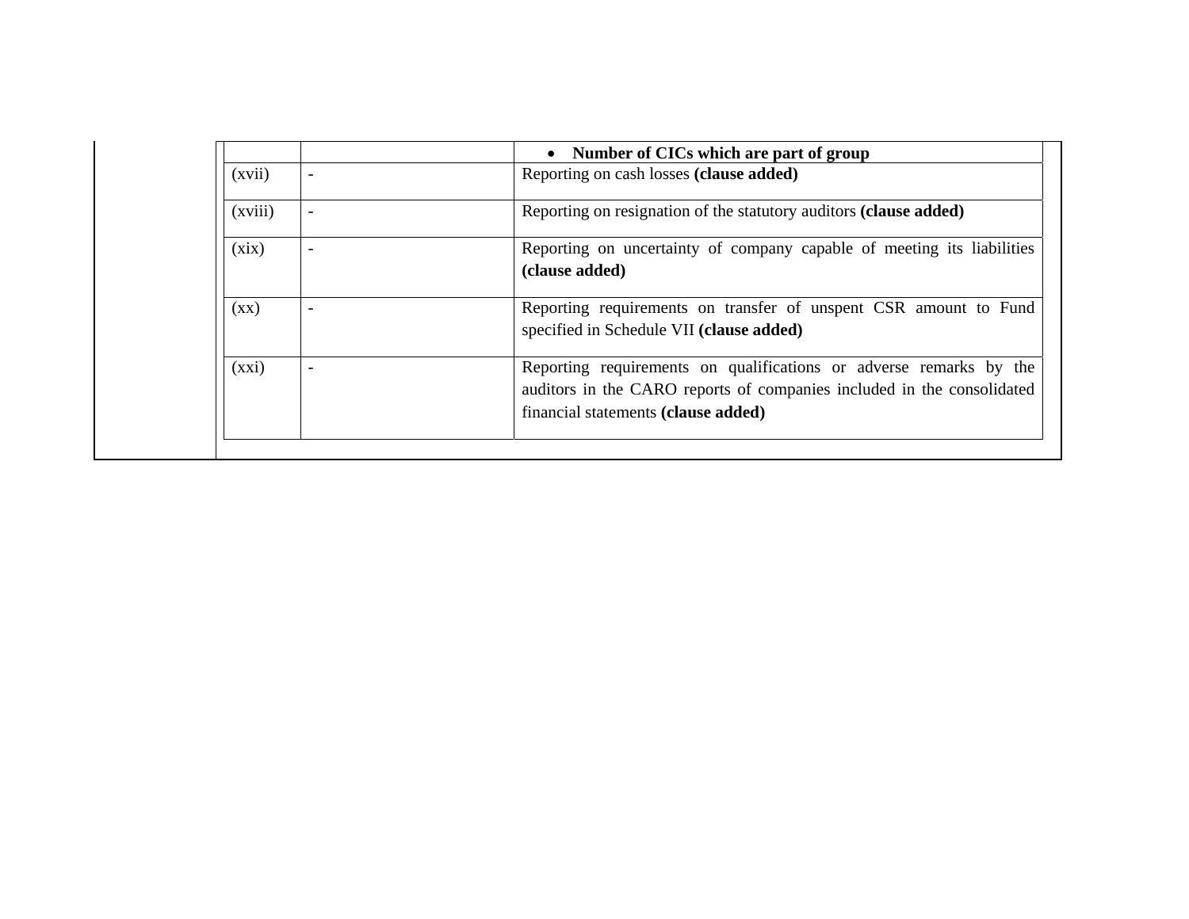| | | |
|---|---|---|
| | | • **Number of CICs which are part of group** |
| (xvii) | - | Reporting on cash losses **(clause added)** |
| (xviii) | - | Reporting on resignation of the statutory auditors **(clause added)** |
| (xix) | - | Reporting on uncertainty of company capable of meeting its liabilities **(clause added)** |
| (xx) | - | Reporting requirements on transfer of unspent CSR amount to Fund specified in Schedule VII **(clause added)** |
| (xxi) | - | Reporting requirements on qualifications or adverse remarks by the auditors in the CARO reports of companies included in the consolidated financial statements **(clause added)** |